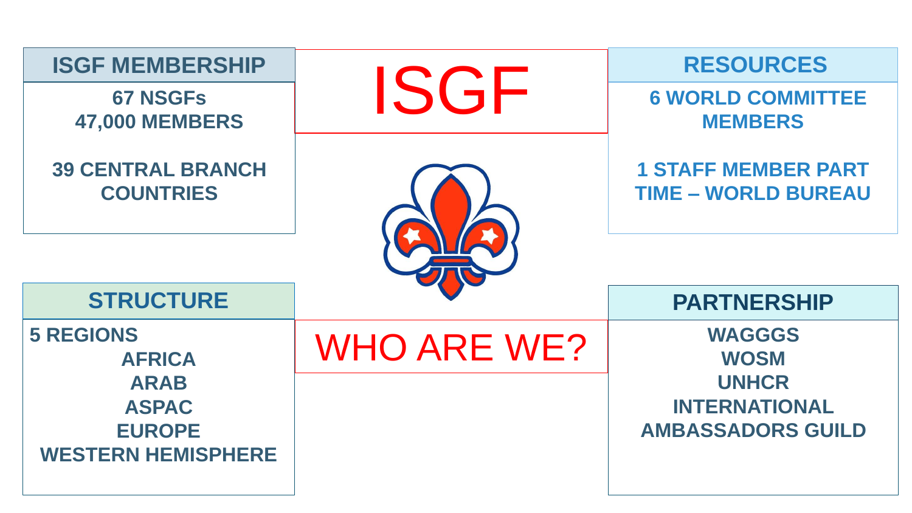# ISGF

## WHO ARE WE?

### ISGF MEMBERSHIP

67 NSGFs
47,000 MEMBERS

39 CENTRAL BRANCH COUNTRIES

### RESOURCES

6 WORLD COMMITTEE MEMBERS

1 STAFF MEMBER PART TIME – WORLD BUREAU

### STRUCTURE

5 REGIONS

- AFRICA
- ARAB
- ASPAC
- EUROPE
- WESTERN HEMISPHERE

### PARTNERSHIP

- WAGGGS
- WOSM
- UNHCR
- INTERNATIONAL AMBASSADORS GUILD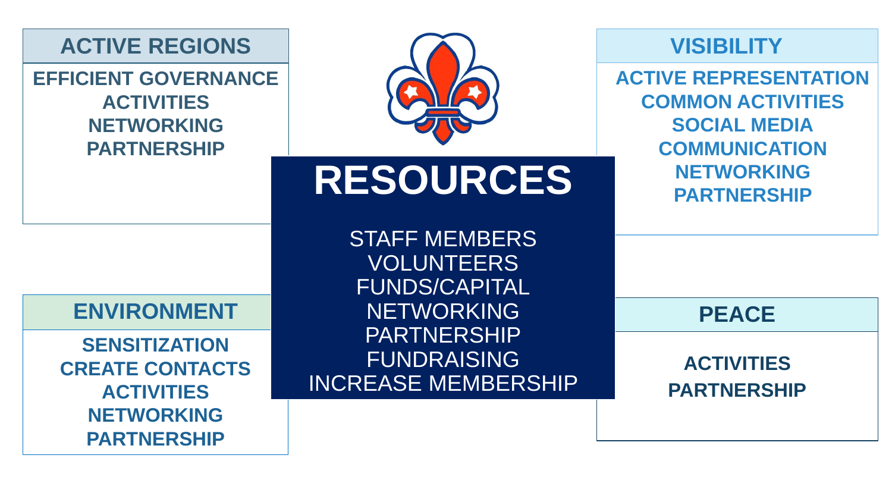## ACTIVE REGIONS

EFFICIENT GOVERNANCE
ACTIVITIES
NETWORKING
PARTNERSHIP

## VISIBILITY

ACTIVE REPRESENTATION
COMMON ACTIVITIES
SOCIAL MEDIA
COMMUNICATION
NETWORKING
PARTNERSHIP

# RESOURCES

STAFF MEMBERS
VOLUNTEERS
FUNDS/CAPITAL
NETWORKING
PARTNERSHIP
FUNDRAISING
INCREASE MEMBERSHIP

## ENVIRONMENT

SENSITIZATION
CREATE CONTACTS
ACTIVITIES
NETWORKING
PARTNERSHIP

## PEACE

ACTIVITIES
PARTNERSHIP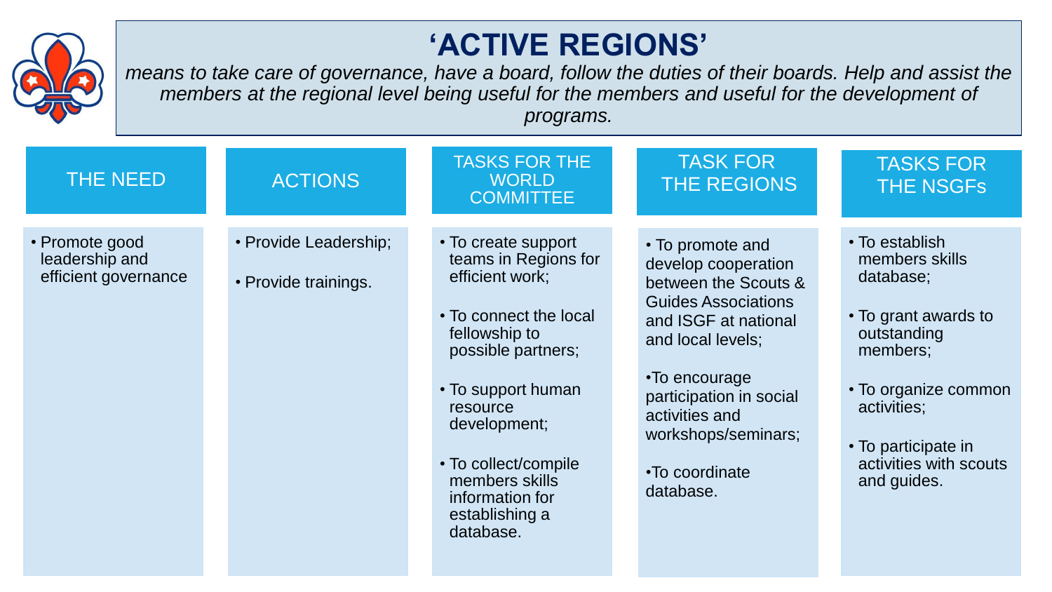# 'ACTIVE REGIONS'

*means to take care of governance, have a board, follow the duties of their boards. Help and assist the members at the regional level being useful for the members and useful for the development of programs.*

| THE NEED | ACTIONS | TASKS FOR THE WORLD COMMITTEE | TASK FOR THE REGIONS | TASKS FOR THE NSGFs |
|---|---|---|---|---|
| • Promote good leadership and efficient governance | • Provide Leadership;<br><br>• Provide trainings. | • To create support teams in Regions for efficient work;<br><br>• To connect the local fellowship to possible partners;<br><br>• To support human resource development;<br><br>• To collect/compile members skills information for establishing a database. | • To promote and develop cooperation between the Scouts & Guides Associations and ISGF at national and local levels;<br><br>•To encourage participation in social activities and workshops/seminars;<br><br>•To coordinate database. | • To establish members skills database;<br><br>• To grant awards to outstanding members;<br><br>• To organize common activities;<br><br>• To participate in activities with scouts and guides. |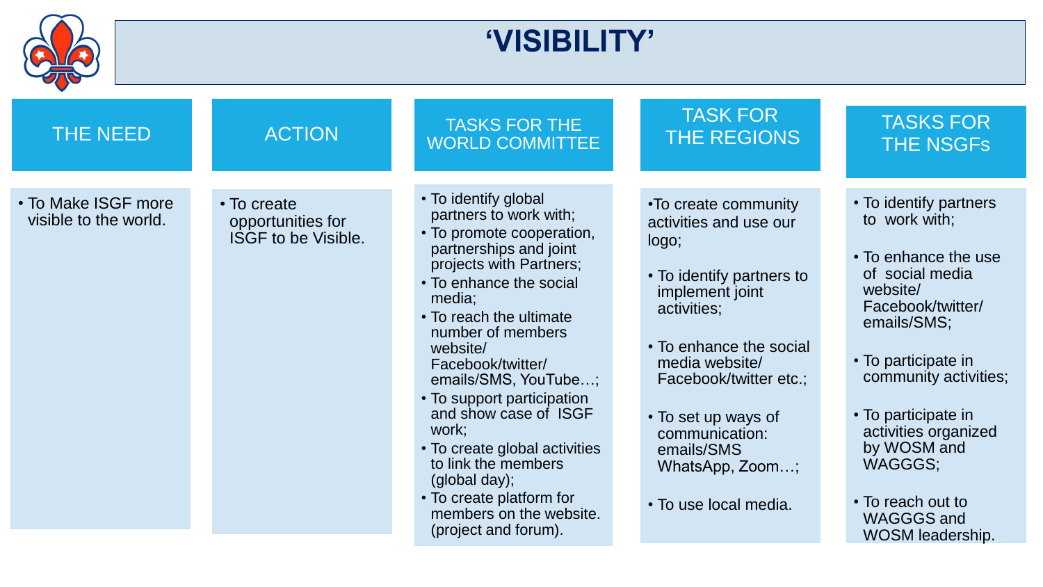# 'VISIBILITY'

| THE NEED | ACTION | TASKS FOR THE WORLD COMMITTEE | TASK FOR THE REGIONS | TASKS FOR THE NSGFs |
|---|---|---|---|---|
| • To Make ISGF more visible to the world. | • To create opportunities for ISGF to be Visible. | • To identify global partners to work with;<br>• To promote cooperation, partnerships and joint projects with Partners;<br>• To enhance the social media;<br>• To reach the ultimate number of members website/ Facebook/twitter/ emails/SMS, YouTube…;<br>• To support participation and show case of ISGF work;<br>• To create global activities to link the members (global day);<br>• To create platform for members on the website. (project and forum). | •To create community activities and use our logo;<br>• To identify partners to implement joint activities;<br>• To enhance the social media website/ Facebook/twitter etc.;<br>• To set up ways of communication: emails/SMS WhatsApp, Zoom…;<br>• To use local media. | • To identify partners to work with;<br>• To enhance the use of social media website/ Facebook/twitter/ emails/SMS;<br>• To participate in community activities;<br>• To participate in activities organized by WOSM and WAGGGS;<br>• To reach out to WAGGGS and WOSM leadership. |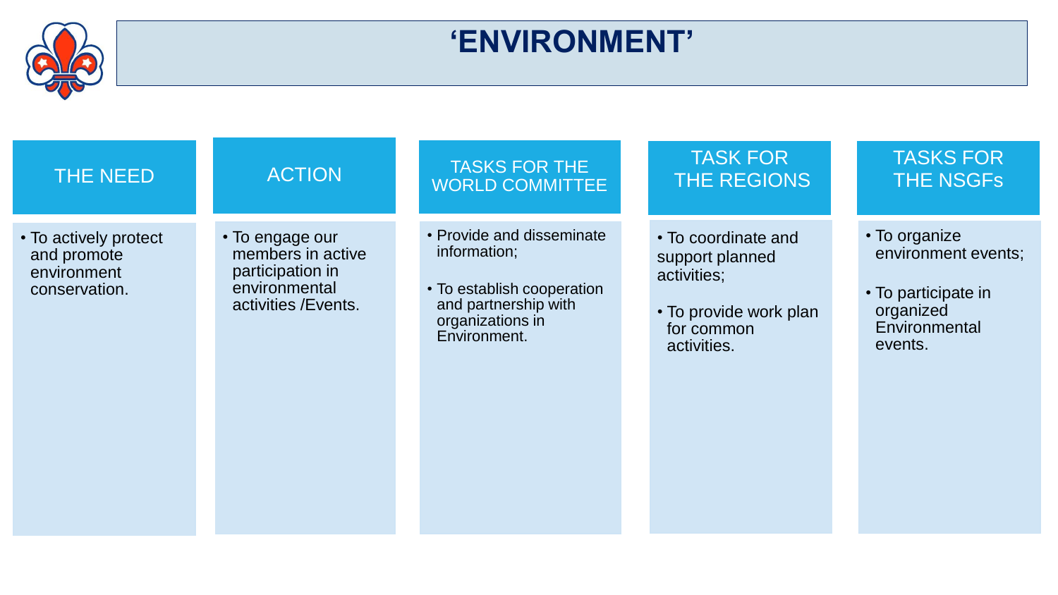# ‘ENVIRONMENT’

| THE NEED | ACTION | TASKS FOR THE WORLD COMMITTEE | TASK FOR THE REGIONS | TASKS FOR THE NSGFs |
|---|---|---|---|---|
| • To actively protect and promote environment conservation. | • To engage our members in active participation in environmental activities /Events. | • Provide and disseminate information;<br>• To establish cooperation and partnership with organizations in Environment. | • To coordinate and support planned activities;<br>• To provide work plan for common activities. | • To organize environment events;<br>• To participate in organized Environmental events. |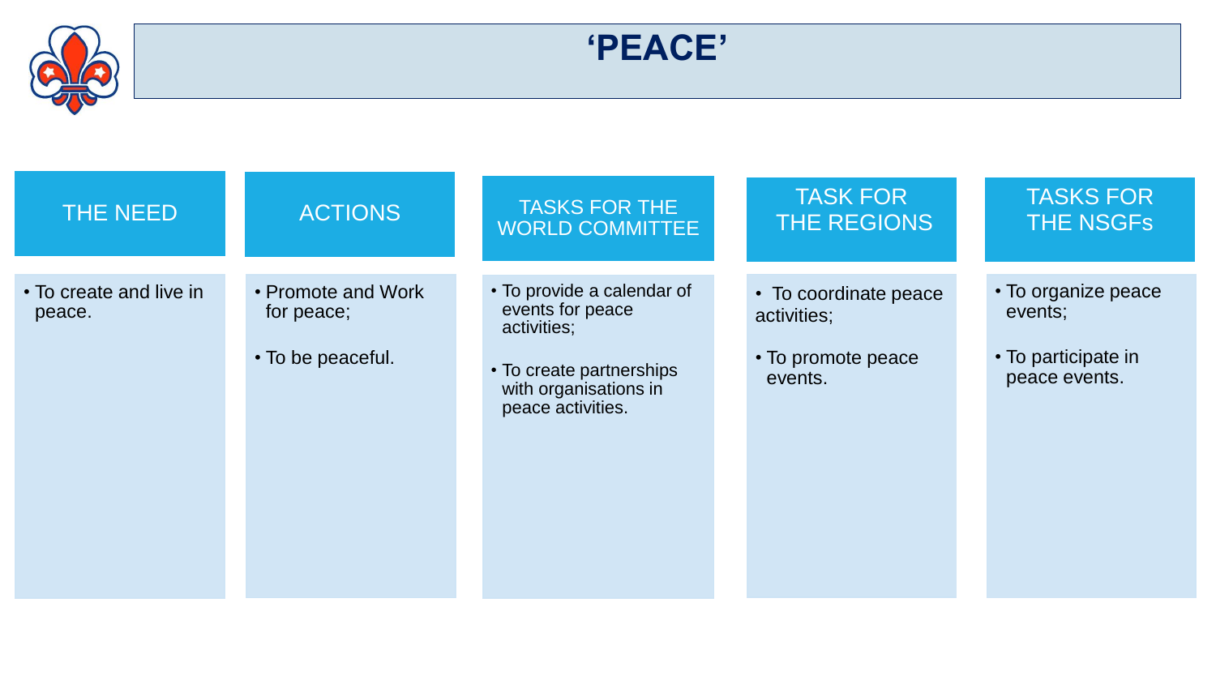# ‘PEACE’

| THE NEED | ACTIONS | TASKS FOR THE WORLD COMMITTEE | TASK FOR THE REGIONS | TASKS FOR THE NSGFs |
|---|---|---|---|---|
| • To create and live in peace. | • Promote and Work for peace;<br><br>• To be peaceful. | • To provide a calendar of events for peace activities;<br><br>• To create partnerships with organisations in peace activities. | • To coordinate peace activities;<br><br>• To promote peace events. | • To organize peace events;<br><br>• To participate in peace events. |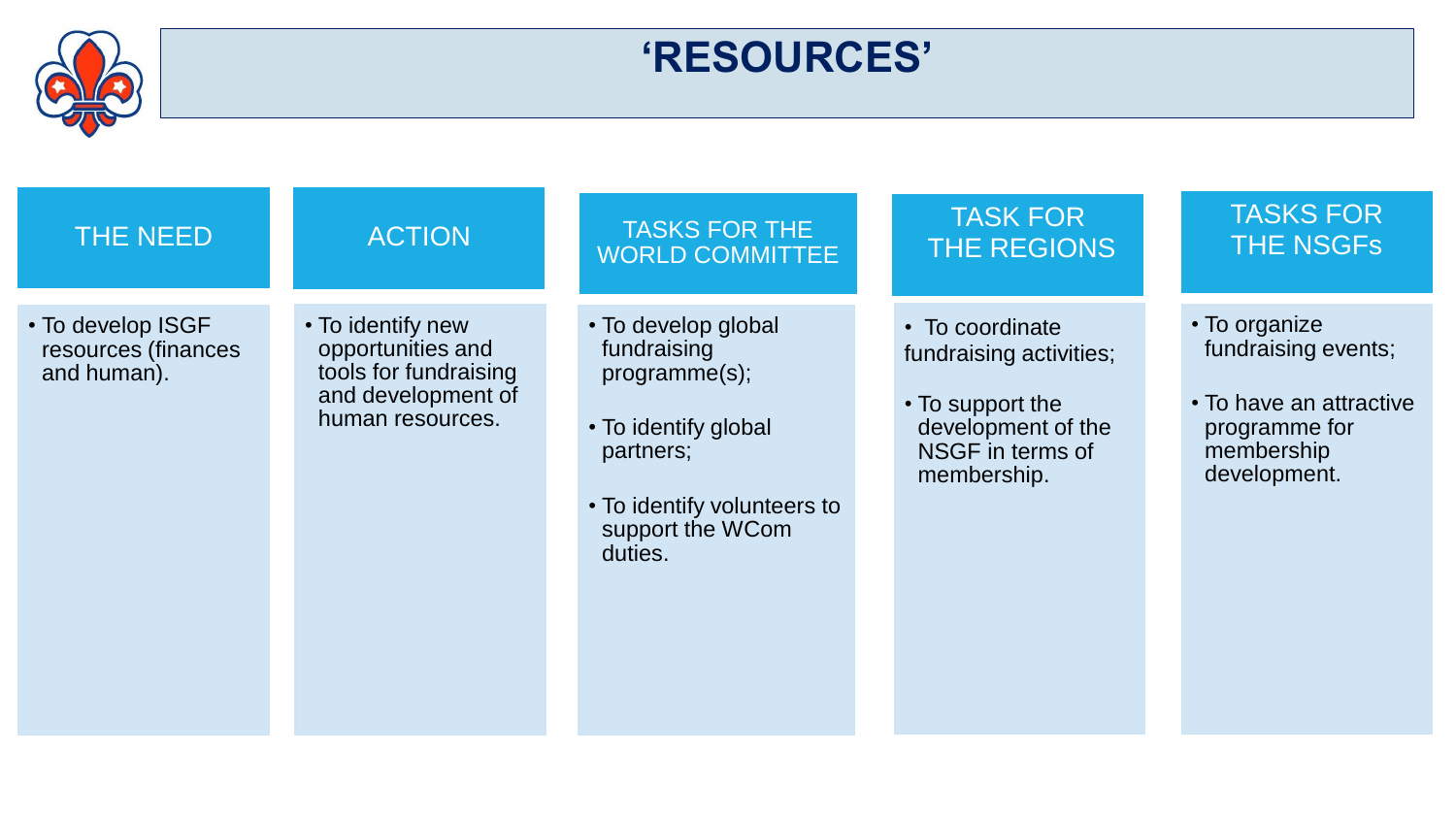# 'RESOURCES'

| THE NEED | ACTION | TASKS FOR THE WORLD COMMITTEE | TASK FOR THE REGIONS | TASKS FOR THE NSGFs |
| --- | --- | --- | --- | --- |
| • To develop ISGF resources (finances and human). | • To identify new opportunities and tools for fundraising and development of human resources. | • To develop global fundraising programme(s);<br><br>• To identify global partners;<br><br>• To identify volunteers to support the WCom duties. | • To coordinate fundraising activities;<br><br>• To support the development of the NSGF in terms of membership. | • To organize fundraising events;<br><br>• To have an attractive programme for membership development. |